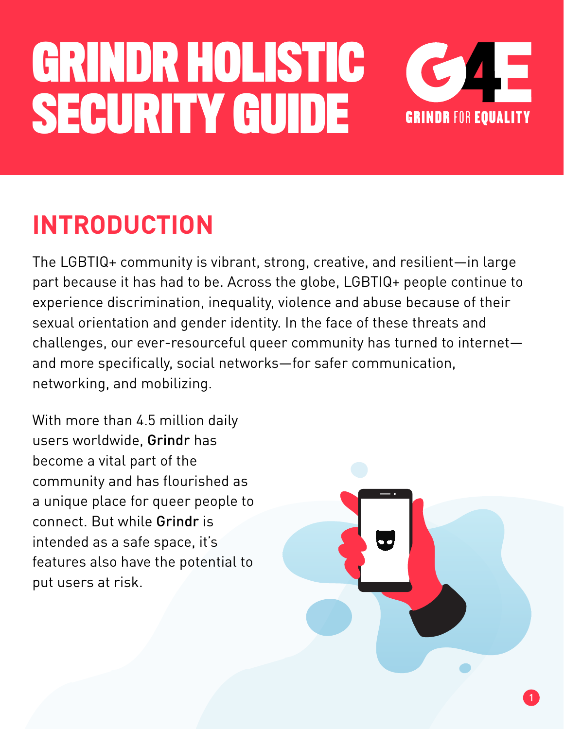# GRINDR HOLISTIC SECURITY GUIDE

GRINDR FOR EQUALITY

## INTRODUCTION

The LGBTIQ+ community is vibrant, strong, creative, and resilient—in large part because it has had to be. Across the globe, LGBTIQ+ people continue to experience discrimination, inequality, violence and abuse because of their sexual orientation and gender identity. In the face of these threats and challenges, our ever-resourceful queer community has turned to internet—and more specifically, social networks—for safer communication, networking, and mobilizing.

With more than 4.5 million daily users worldwide, Grindr has become a vital part of the community and has flourished as a unique place for queer people to connect. But while Grindr is intended as a safe space, it's features also have the potential to put users at risk.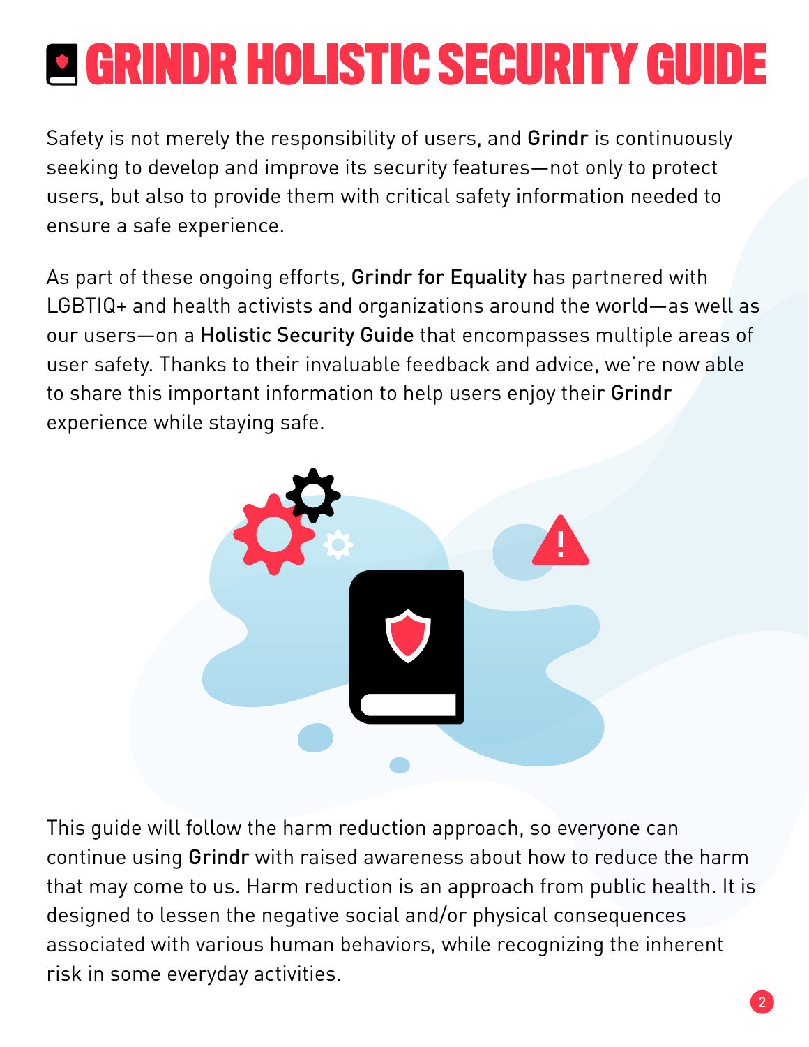# GRINDR HOLISTIC SECURITY GUIDE

Safety is not merely the responsibility of users, and **Grindr** is continuously seeking to develop and improve its security features—not only to protect users, but also to provide them with critical safety information needed to ensure a safe experience.

As part of these ongoing efforts, **Grindr for Equality** has partnered with LGBTIQ+ and health activists and organizations around the world—as well as our users—on a **Holistic Security Guide** that encompasses multiple areas of user safety. Thanks to their invaluable feedback and advice, we're now able to share this important information to help users enjoy their **Grindr** experience while staying safe.

This guide will follow the harm reduction approach, so everyone can continue using **Grindr** with raised awareness about how to reduce the harm that may come to us. Harm reduction is an approach from public health. It is designed to lessen the negative social and/or physical consequences associated with various human behaviors, while recognizing the inherent risk in some everyday activities.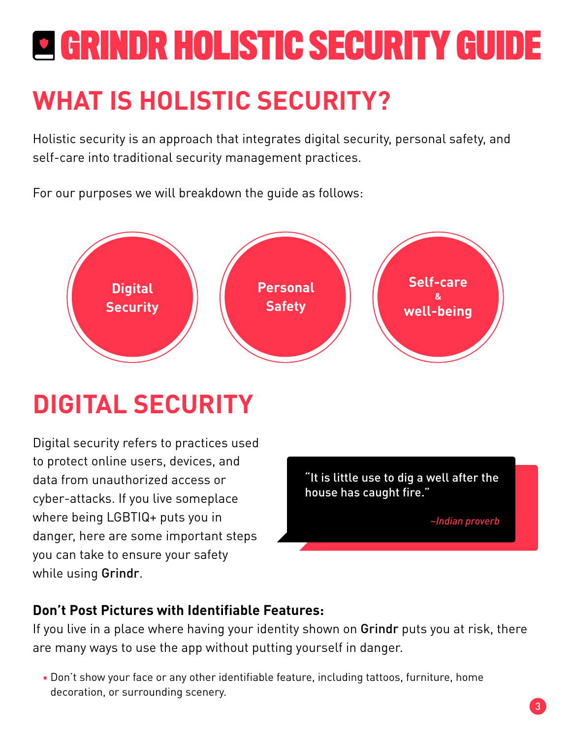# GRINDR HOLISTIC SECURITY GUIDE

## WHAT IS HOLISTIC SECURITY?

Holistic security is an approach that integrates digital security, personal safety, and self-care into traditional security management practices.

For our purposes we will breakdown the guide as follows:

- Digital Security
- Personal Safety
- Self-care & well-being

## DIGITAL SECURITY

Digital security refers to practices used to protect online users, devices, and data from unauthorized access or cyber-attacks. If you live someplace where being LGBTIQ+ puts you in danger, here are some important steps you can take to ensure your safety while using Grindr.

> "It is little use to dig a well after the house has caught fire."
>
> *~Indian proverb*

**Don't Post Pictures with Identifiable Features:**

If you live in a place where having your identity shown on Grindr puts you at risk, there are many ways to use the app without putting yourself in danger.

- Don't show your face or any other identifiable feature, including tattoos, furniture, home decoration, or surrounding scenery.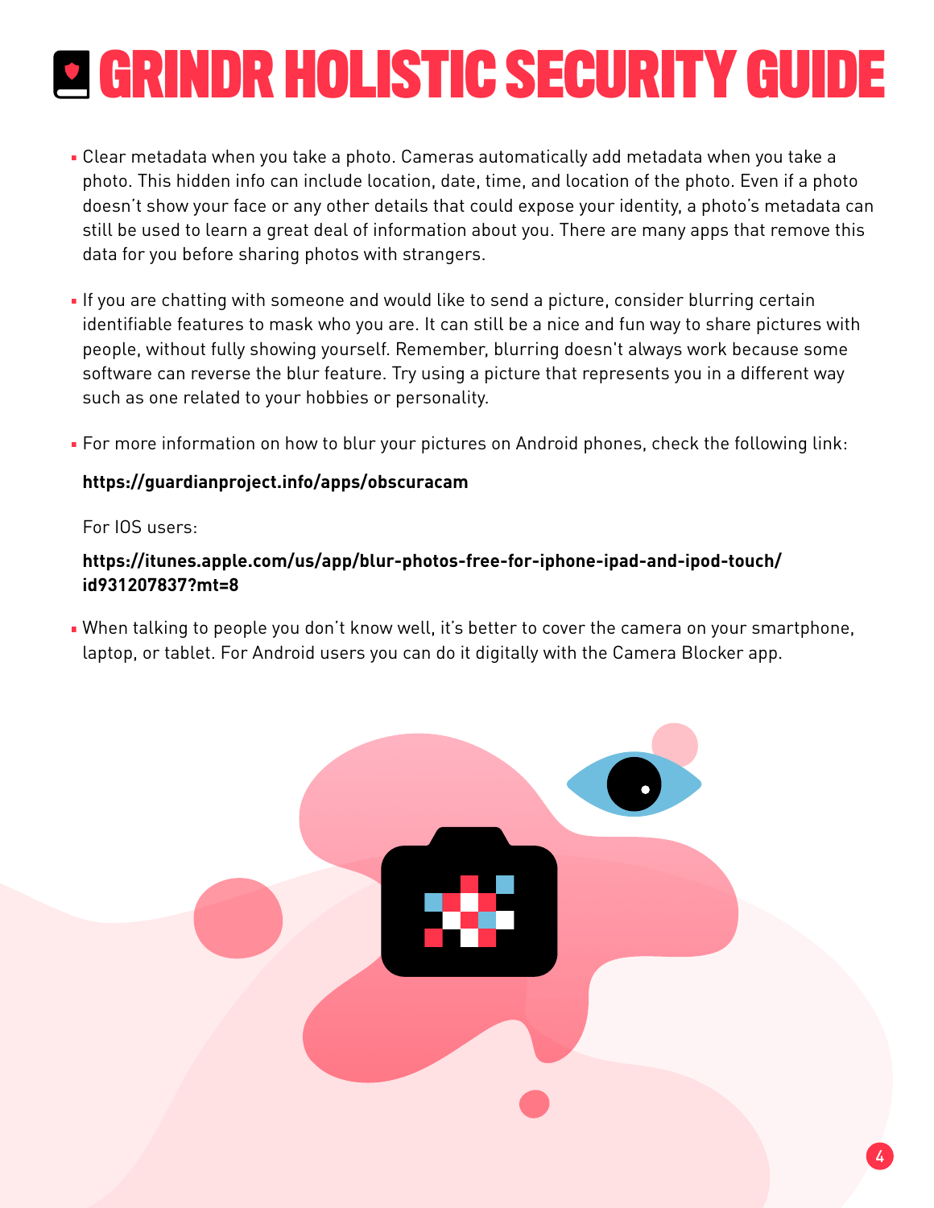# GRINDR HOLISTIC SECURITY GUIDE

- Clear metadata when you take a photo. Cameras automatically add metadata when you take a photo. This hidden info can include location, date, time, and location of the photo. Even if a photo doesn't show your face or any other details that could expose your identity, a photo's metadata can still be used to learn a great deal of information about you. There are many apps that remove this data for you before sharing photos with strangers.

- If you are chatting with someone and would like to send a picture, consider blurring certain identifiable features to mask who you are. It can still be a nice and fun way to share pictures with people, without fully showing yourself. Remember, blurring doesn't always work because some software can reverse the blur feature. Try using a picture that represents you in a different way such as one related to your hobbies or personality.

- For more information on how to blur your pictures on Android phones, check the following link:

  **https://guardianproject.info/apps/obscuracam**

  For IOS users:

  **https://itunes.apple.com/us/app/blur-photos-free-for-iphone-ipad-and-ipod-touch/id931207837?mt=8**

- When talking to people you don't know well, it's better to cover the camera on your smartphone, laptop, or tablet. For Android users you can do it digitally with the Camera Blocker app.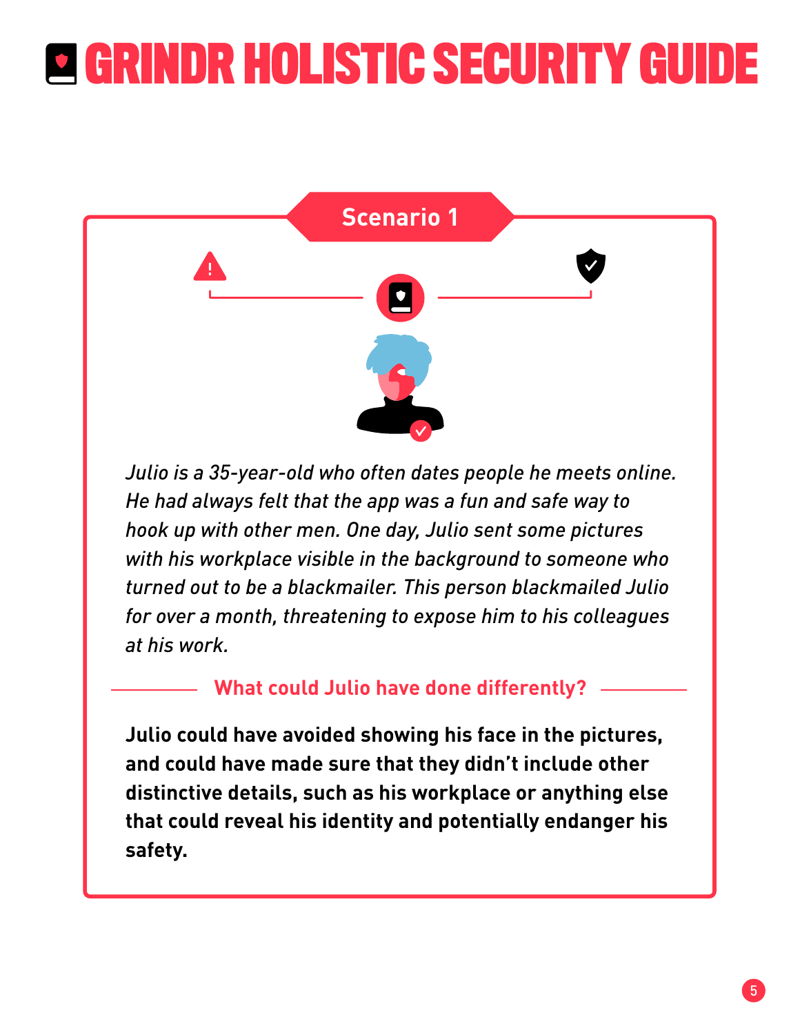# GRINDR HOLISTIC SECURITY GUIDE

## Scenario 1

*Julio is a 35-year-old who often dates people he meets online. He had always felt that the app was a fun and safe way to hook up with other men. One day, Julio sent some pictures with his workplace visible in the background to someone who turned out to be a blackmailer. This person blackmailed Julio for over a month, threatening to expose him to his colleagues at his work.*

### What could Julio have done differently?

**Julio could have avoided showing his face in the pictures, and could have made sure that they didn't include other distinctive details, such as his workplace or anything else that could reveal his identity and potentially endanger his safety.**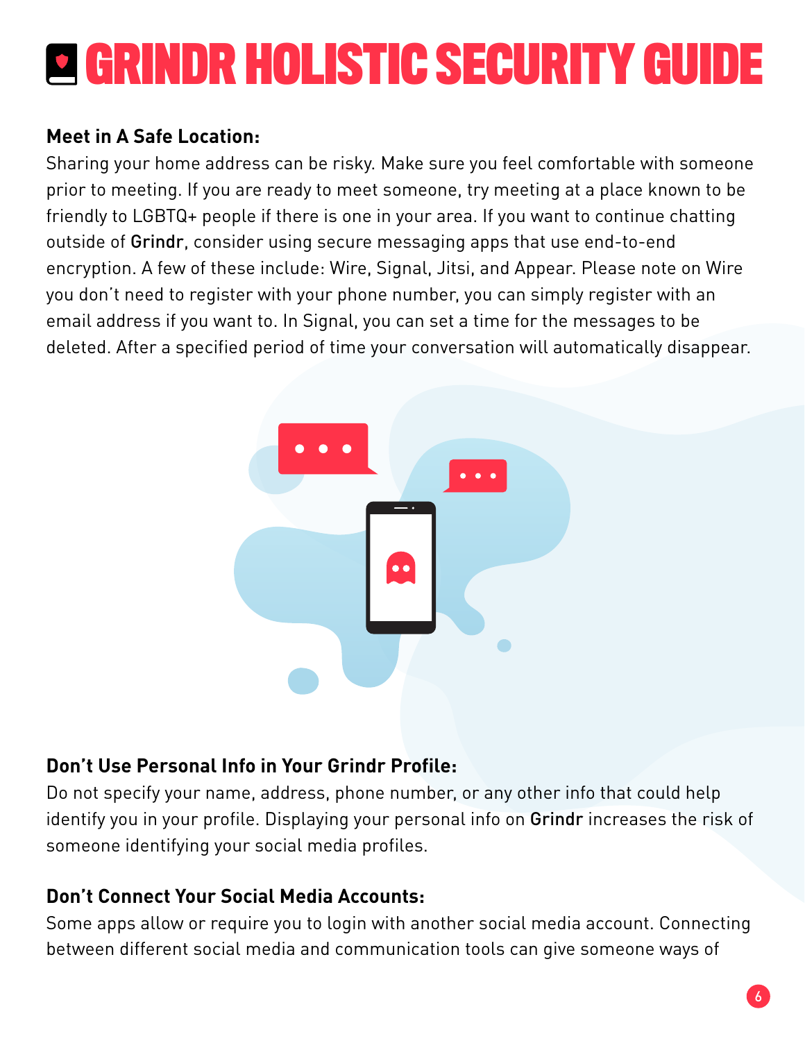# GRINDR HOLISTIC SECURITY GUIDE

**Meet in A Safe Location:**

Sharing your home address can be risky. Make sure you feel comfortable with someone prior to meeting. If you are ready to meet someone, try meeting at a place known to be friendly to LGBTQ+ people if there is one in your area. If you want to continue chatting outside of **Grindr**, consider using secure messaging apps that use end-to-end encryption. A few of these include: Wire, Signal, Jitsi, and Appear. Please note on Wire you don't need to register with your phone number, you can simply register with an email address if you want to. In Signal, you can set a time for the messages to be deleted. After a specified period of time your conversation will automatically disappear.

**Don't Use Personal Info in Your Grindr Profile:**

Do not specify your name, address, phone number, or any other info that could help identify you in your profile. Displaying your personal info on **Grindr** increases the risk of someone identifying your social media profiles.

**Don't Connect Your Social Media Accounts:**

Some apps allow or require you to login with another social media account. Connecting between different social media and communication tools can give someone ways of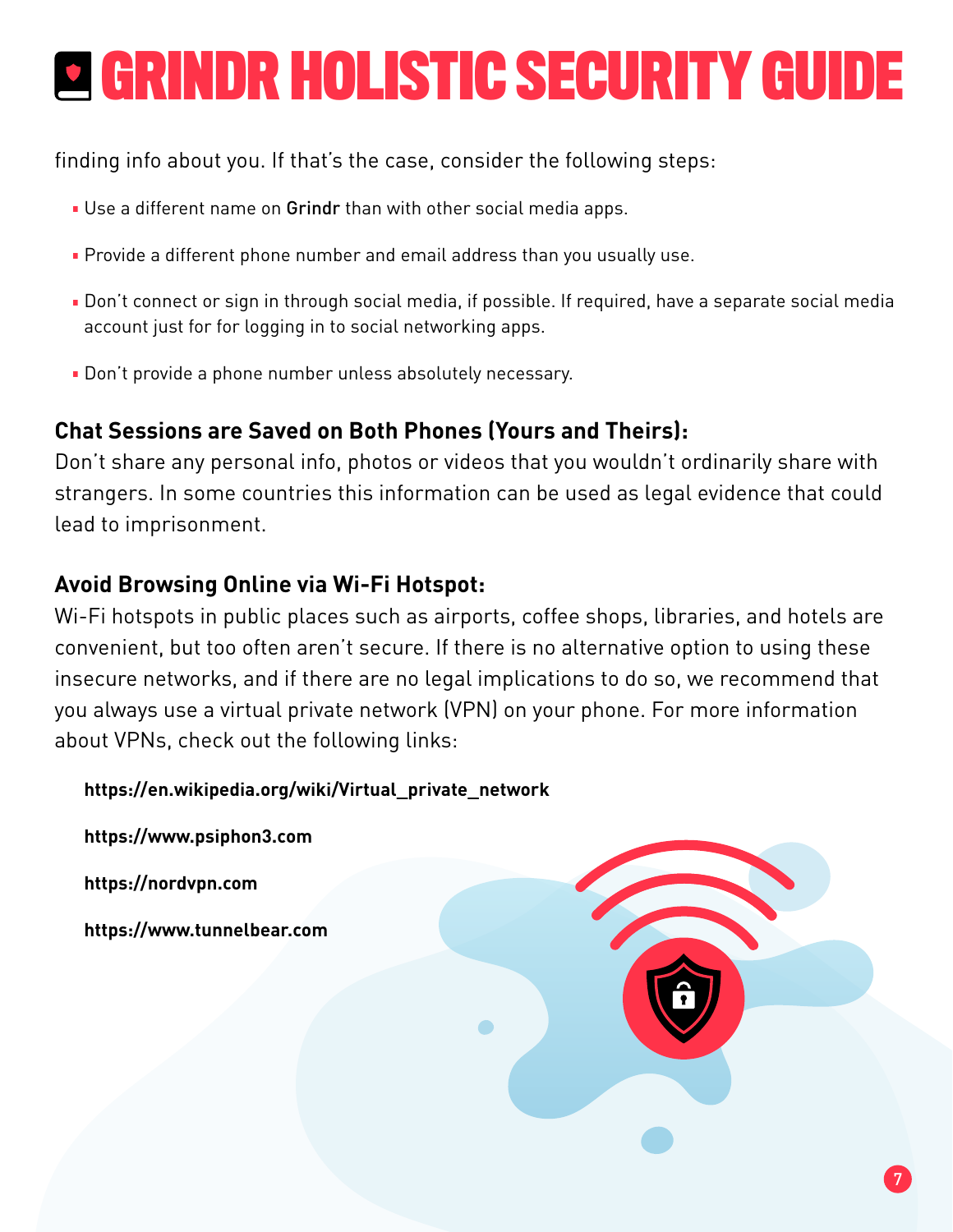finding info about you. If that's the case, consider the following steps:

- Use a different name on **Grindr** than with other social media apps.
- Provide a different phone number and email address than you usually use.
- Don't connect or sign in through social media, if possible. If required, have a separate social media account just for for logging in to social networking apps.
- Don't provide a phone number unless absolutely necessary.

### Chat Sessions are Saved on Both Phones (Yours and Theirs):

Don't share any personal info, photos or videos that you wouldn't ordinarily share with strangers. In some countries this information can be used as legal evidence that could lead to imprisonment.

### Avoid Browsing Online via Wi-Fi Hotspot:

Wi-Fi hotspots in public places such as airports, coffee shops, libraries, and hotels are convenient, but too often aren't secure. If there is no alternative option to using these insecure networks, and if there are no legal implications to do so, we recommend that you always use a virtual private network (VPN) on your phone. For more information about VPNs, check out the following links:

**https://en.wikipedia.org/wiki/Virtual_private_network**

**https://www.psiphon3.com**

**https://nordvpn.com**

**https://www.tunnelbear.com**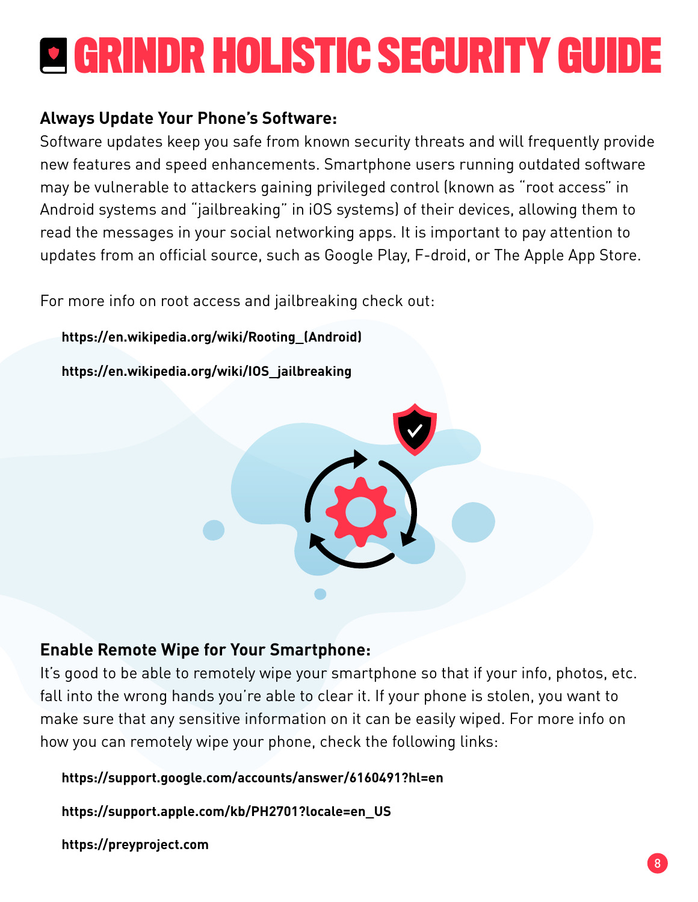# GRINDR HOLISTIC SECURITY GUIDE

**Always Update Your Phone's Software:**

Software updates keep you safe from known security threats and will frequently provide new features and speed enhancements. Smartphone users running outdated software may be vulnerable to attackers gaining privileged control (known as "root access" in Android systems and "jailbreaking" in iOS systems) of their devices, allowing them to read the messages in your social networking apps. It is important to pay attention to updates from an official source, such as Google Play, F-droid, or The Apple App Store.

For more info on root access and jailbreaking check out:

**https://en.wikipedia.org/wiki/Rooting_(Android)**

**https://en.wikipedia.org/wiki/IOS_jailbreaking**

**Enable Remote Wipe for Your Smartphone:**

It's good to be able to remotely wipe your smartphone so that if your info, photos, etc. fall into the wrong hands you're able to clear it. If your phone is stolen, you want to make sure that any sensitive information on it can be easily wiped. For more info on how you can remotely wipe your phone, check the following links:

**https://support.google.com/accounts/answer/6160491?hl=en**

**https://support.apple.com/kb/PH2701?locale=en_US**

**https://preyproject.com**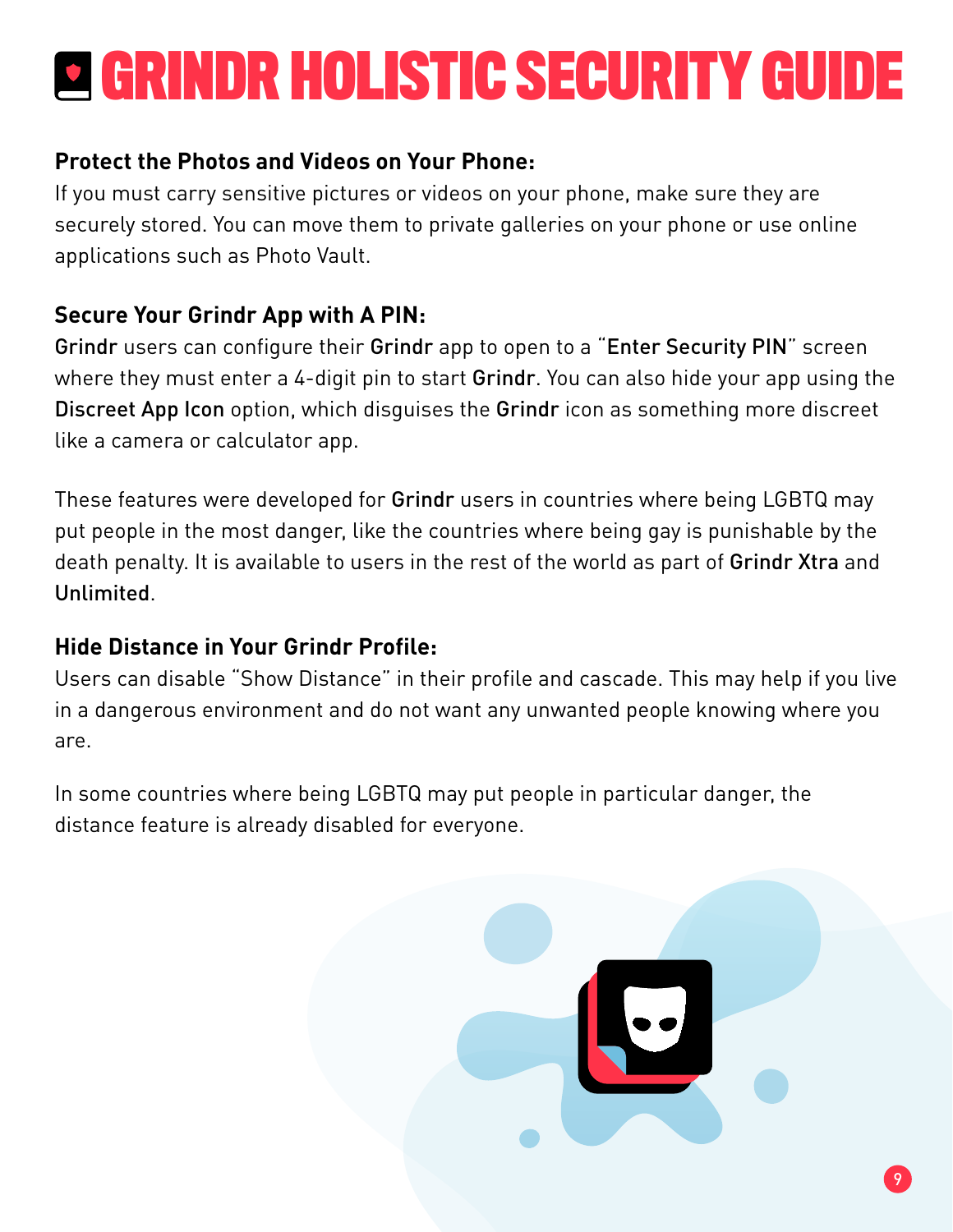# GRINDR HOLISTIC SECURITY GUIDE

**Protect the Photos and Videos on Your Phone:**

If you must carry sensitive pictures or videos on your phone, make sure they are securely stored. You can move them to private galleries on your phone or use online applications such as Photo Vault.

**Secure Your Grindr App with A PIN:**

Grindr users can configure their Grindr app to open to a "Enter Security PIN" screen where they must enter a 4-digit pin to start Grindr. You can also hide your app using the Discreet App Icon option, which disguises the Grindr icon as something more discreet like a camera or calculator app.

These features were developed for Grindr users in countries where being LGBTQ may put people in the most danger, like the countries where being gay is punishable by the death penalty. It is available to users in the rest of the world as part of Grindr Xtra and Unlimited.

**Hide Distance in Your Grindr Profile:**

Users can disable "Show Distance" in their profile and cascade. This may help if you live in a dangerous environment and do not want any unwanted people knowing where you are.

In some countries where being LGBTQ may put people in particular danger, the distance feature is already disabled for everyone.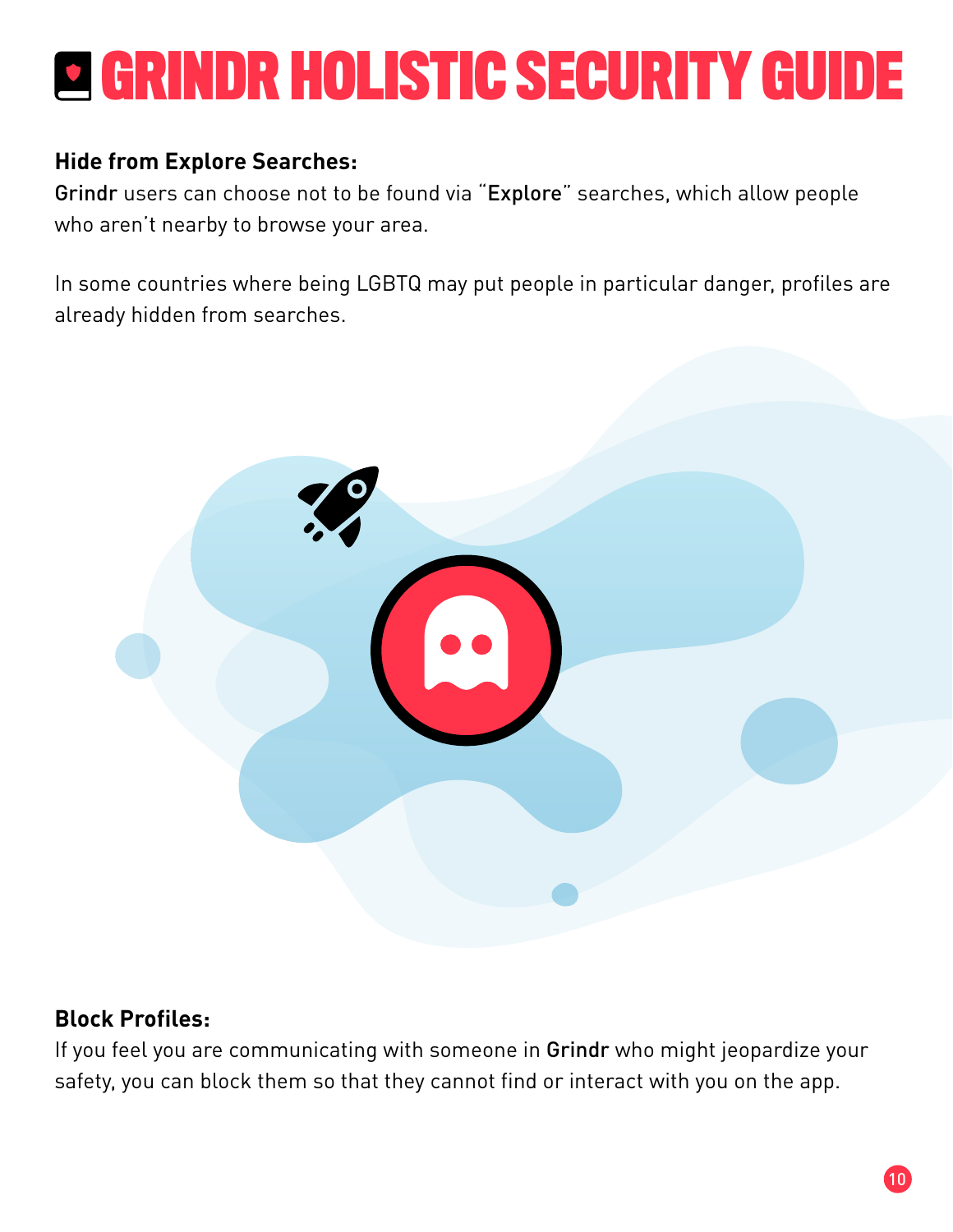**Hide from Explore Searches:**
Grindr users can choose not to be found via "Explore" searches, which allow people who aren't nearby to browse your area.

In some countries where being LGBTQ may put people in particular danger, profiles are already hidden from searches.

**Block Profiles:**
If you feel you are communicating with someone in Grindr who might jeopardize your safety, you can block them so that they cannot find or interact with you on the app.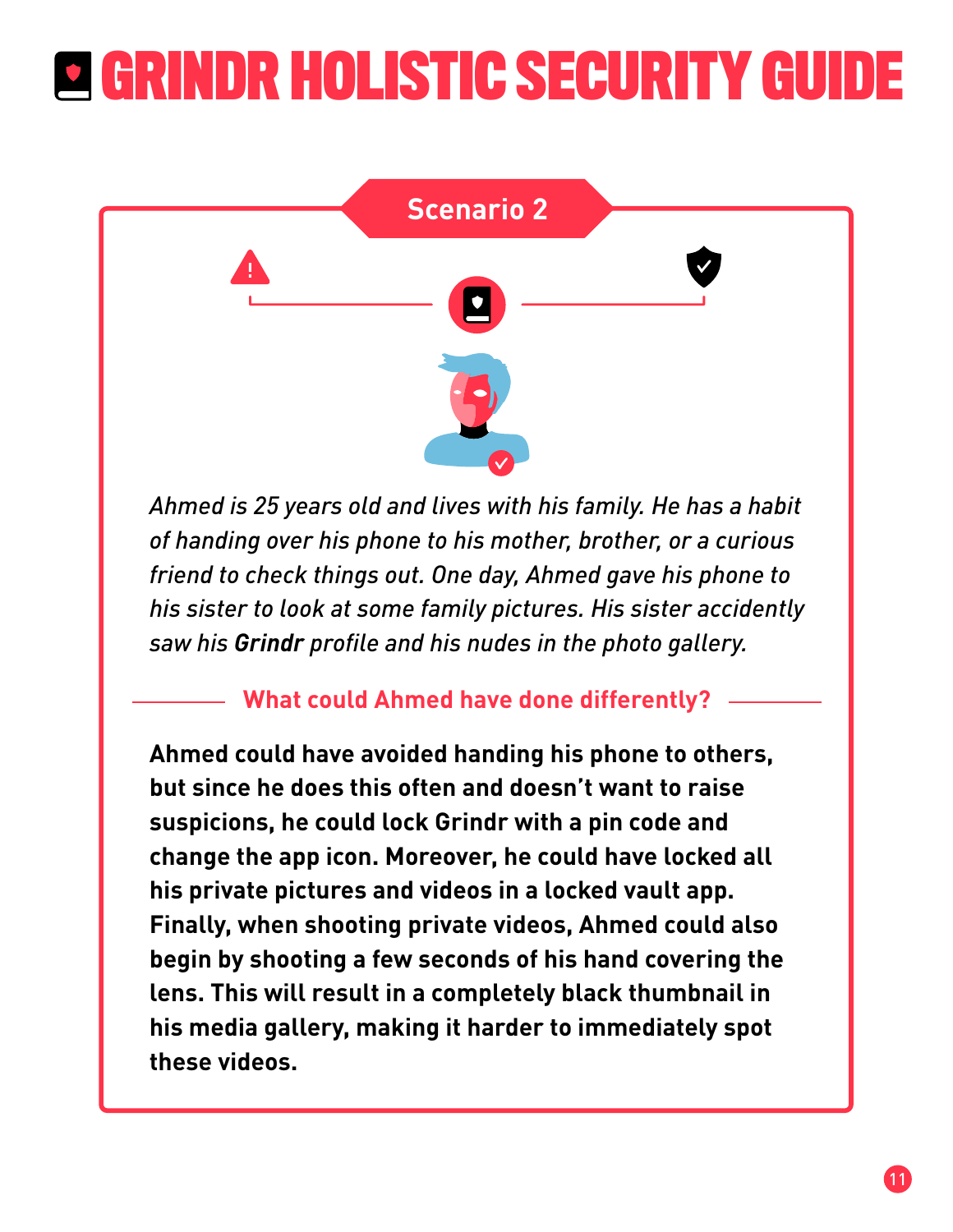## Scenario 2

*Ahmed is 25 years old and lives with his family. He has a habit of handing over his phone to his mother, brother, or a curious friend to check things out. One day, Ahmed gave his phone to his sister to look at some family pictures. His sister accidently saw his **Grindr** profile and his nudes in the photo gallery.*

### What could Ahmed have done differently?

**Ahmed could have avoided handing his phone to others, but since he does this often and doesn't want to raise suspicions, he could lock Grindr with a pin code and change the app icon. Moreover, he could have locked all his private pictures and videos in a locked vault app. Finally, when shooting private videos, Ahmed could also begin by shooting a few seconds of his hand covering the lens. This will result in a completely black thumbnail in his media gallery, making it harder to immediately spot these videos.**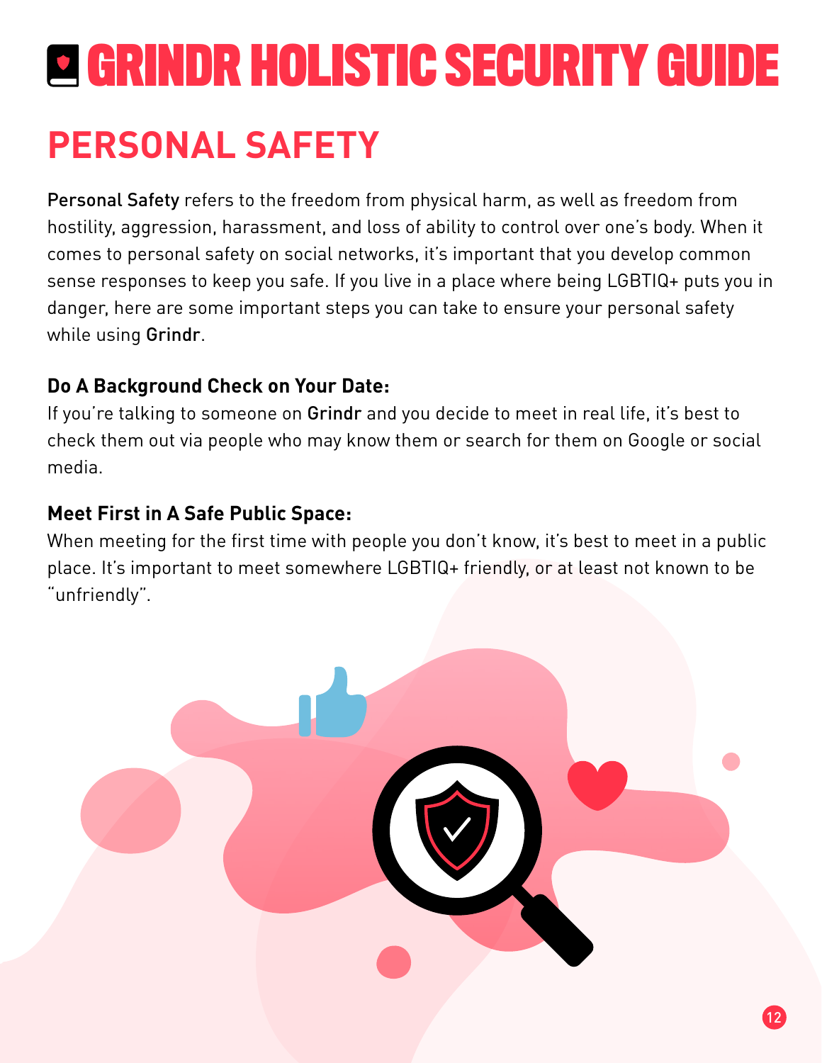# GRINDR HOLISTIC SECURITY GUIDE

## PERSONAL SAFETY

**Personal Safety** refers to the freedom from physical harm, as well as freedom from hostility, aggression, harassment, and loss of ability to control over one's body. When it comes to personal safety on social networks, it's important that you develop common sense responses to keep you safe. If you live in a place where being LGBTIQ+ puts you in danger, here are some important steps you can take to ensure your personal safety while using **Grindr**.

### Do A Background Check on Your Date:

If you're talking to someone on **Grindr** and you decide to meet in real life, it's best to check them out via people who may know them or search for them on Google or social media.

### Meet First in A Safe Public Space:

When meeting for the first time with people you don't know, it's best to meet in a public place. It's important to meet somewhere LGBTIQ+ friendly, or at least not known to be "unfriendly".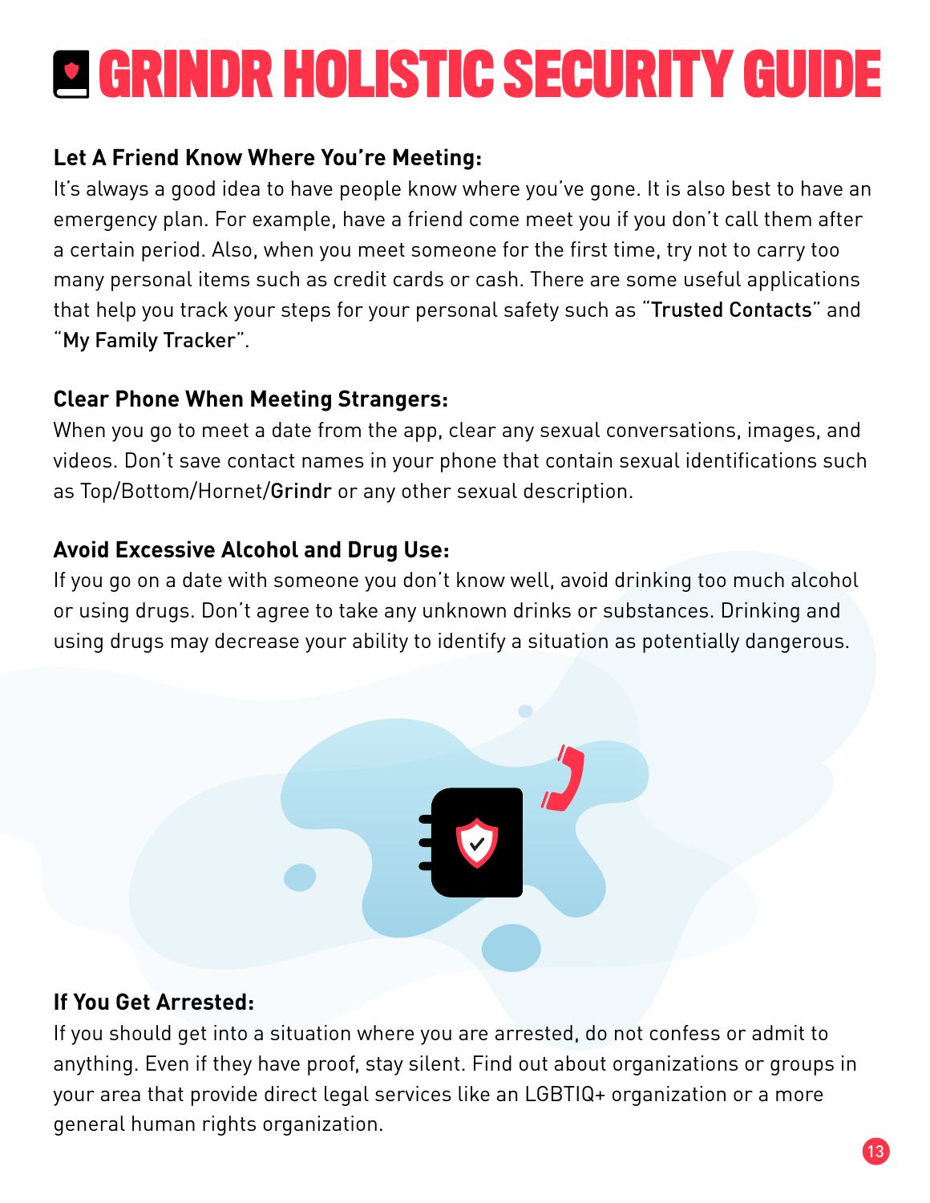# GRINDR HOLISTIC SECURITY GUIDE

### Let A Friend Know Where You're Meeting:

It's always a good idea to have people know where you've gone. It is also best to have an emergency plan. For example, have a friend come meet you if you don't call them after a certain period. Also, when you meet someone for the first time, try not to carry too many personal items such as credit cards or cash. There are some useful applications that help you track your steps for your personal safety such as "Trusted Contacts" and "My Family Tracker".

### Clear Phone When Meeting Strangers:

When you go to meet a date from the app, clear any sexual conversations, images, and videos. Don't save contact names in your phone that contain sexual identifications such as Top/Bottom/Hornet/Grindr or any other sexual description.

### Avoid Excessive Alcohol and Drug Use:

If you go on a date with someone you don't know well, avoid drinking too much alcohol or using drugs. Don't agree to take any unknown drinks or substances. Drinking and using drugs may decrease your ability to identify a situation as potentially dangerous.

### If You Get Arrested:

If you should get into a situation where you are arrested, do not confess or admit to anything. Even if they have proof, stay silent. Find out about organizations or groups in your area that provide direct legal services like an LGBTIQ+ organization or a more general human rights organization.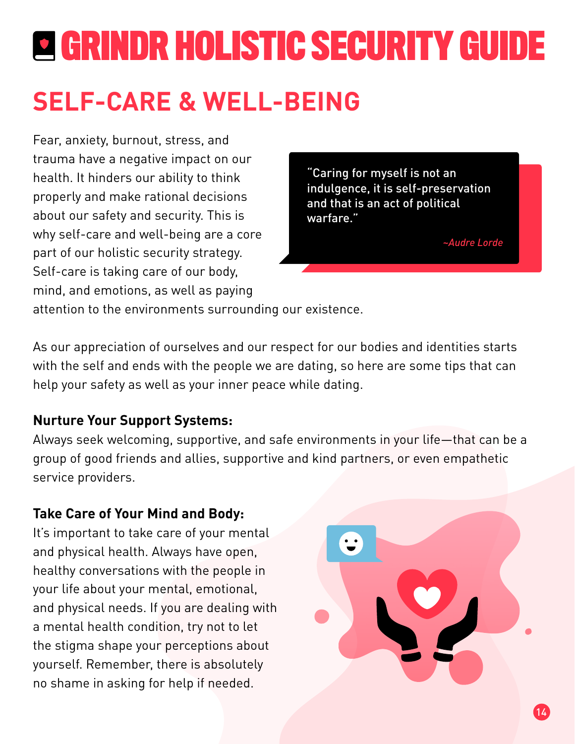# GRINDR HOLISTIC SECURITY GUIDE

## SELF-CARE & WELL-BEING

Fear, anxiety, burnout, stress, and trauma have a negative impact on our health. It hinders our ability to think properly and make rational decisions about our safety and security. This is why self-care and well-being are a core part of our holistic security strategy. Self-care is taking care of our body, mind, and emotions, as well as paying attention to the environments surrounding our existence.

> "Caring for myself is not an indulgence, it is self-preservation and that is an act of political warfare."
>
> *~Audre Lorde*

As our appreciation of ourselves and our respect for our bodies and identities starts with the self and ends with the people we are dating, so here are some tips that can help your safety as well as your inner peace while dating.

**Nurture Your Support Systems:**
Always seek welcoming, supportive, and safe environments in your life—that can be a group of good friends and allies, supportive and kind partners, or even empathetic service providers.

**Take Care of Your Mind and Body:**
It's important to take care of your mental and physical health. Always have open, healthy conversations with the people in your life about your mental, emotional, and physical needs. If you are dealing with a mental health condition, try not to let the stigma shape your perceptions about yourself. Remember, there is absolutely no shame in asking for help if needed.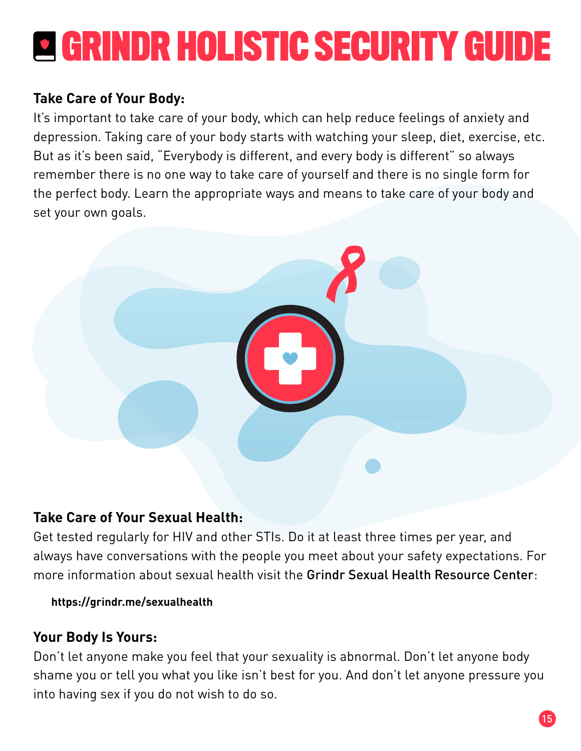# GRINDR HOLISTIC SECURITY GUIDE

**Take Care of Your Body:**

It's important to take care of your body, which can help reduce feelings of anxiety and depression. Taking care of your body starts with watching your sleep, diet, exercise, etc. But as it's been said, "Everybody is different, and every body is different" so always remember there is no one way to take care of yourself and there is no single form for the perfect body. Learn the appropriate ways and means to take care of your body and set your own goals.

**Take Care of Your Sexual Health:**

Get tested regularly for HIV and other STIs. Do it at least three times per year, and always have conversations with the people you meet about your safety expectations. For more information about sexual health visit the **Grindr Sexual Health Resource Center**:

**https://grindr.me/sexualhealth**

**Your Body Is Yours:**

Don't let anyone make you feel that your sexuality is abnormal. Don't let anyone body shame you or tell you what you like isn't best for you. And don't let anyone pressure you into having sex if you do not wish to do so.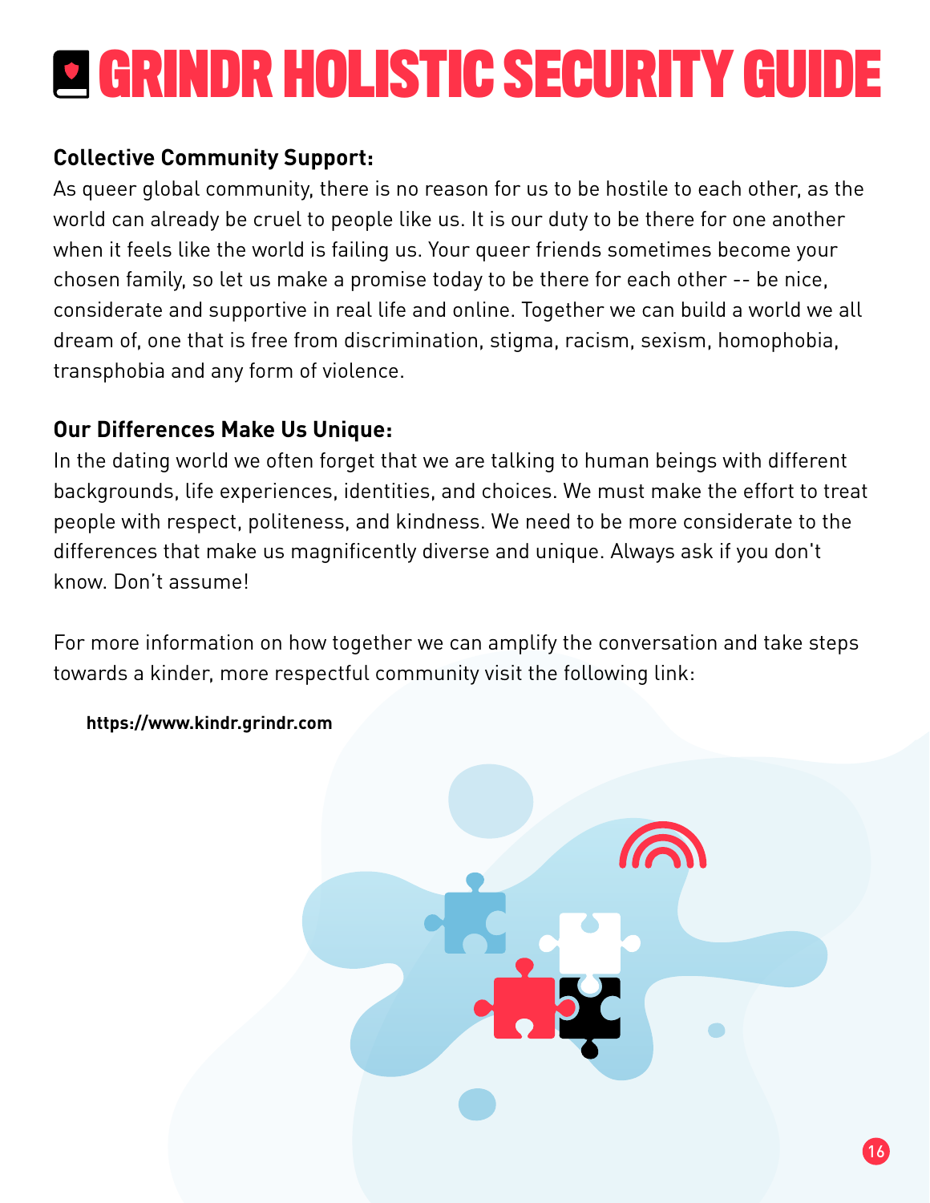**Collective Community Support:**

As queer global community, there is no reason for us to be hostile to each other, as the world can already be cruel to people like us. It is our duty to be there for one another when it feels like the world is failing us. Your queer friends sometimes become your chosen family, so let us make a promise today to be there for each other -- be nice, considerate and supportive in real life and online. Together we can build a world we all dream of, one that is free from discrimination, stigma, racism, sexism, homophobia, transphobia and any form of violence.

**Our Differences Make Us Unique:**

In the dating world we often forget that we are talking to human beings with different backgrounds, life experiences, identities, and choices. We must make the effort to treat people with respect, politeness, and kindness. We need to be more considerate to the differences that make us magnificently diverse and unique. Always ask if you don't know. Don't assume!

For more information on how together we can amplify the conversation and take steps towards a kinder, more respectful community visit the following link:

**https://www.kindr.grindr.com**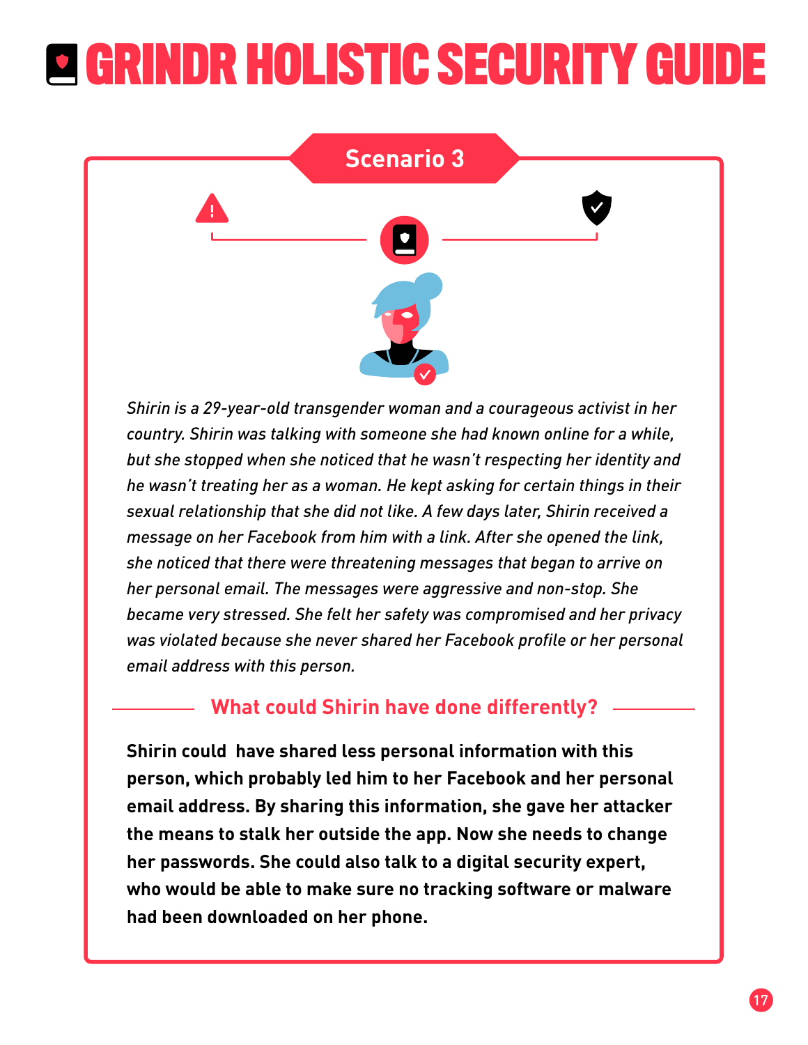# GRINDR HOLISTIC SECURITY GUIDE

## Scenario 3

*Shirin is a 29-year-old transgender woman and a courageous activist in her country. Shirin was talking with someone she had known online for a while, but she stopped when she noticed that he wasn't respecting her identity and he wasn't treating her as a woman. He kept asking for certain things in their sexual relationship that she did not like. A few days later, Shirin received a message on her Facebook from him with a link. After she opened the link, she noticed that there were threatening messages that began to arrive on her personal email. The messages were aggressive and non-stop. She became very stressed. She felt her safety was compromised and her privacy was violated because she never shared her Facebook profile or her personal email address with this person.*

### What could Shirin have done differently?

**Shirin could have shared less personal information with this person, which probably led him to her Facebook and her personal email address. By sharing this information, she gave her attacker the means to stalk her outside the app. Now she needs to change her passwords. She could also talk to a digital security expert, who would be able to make sure no tracking software or malware had been downloaded on her phone.**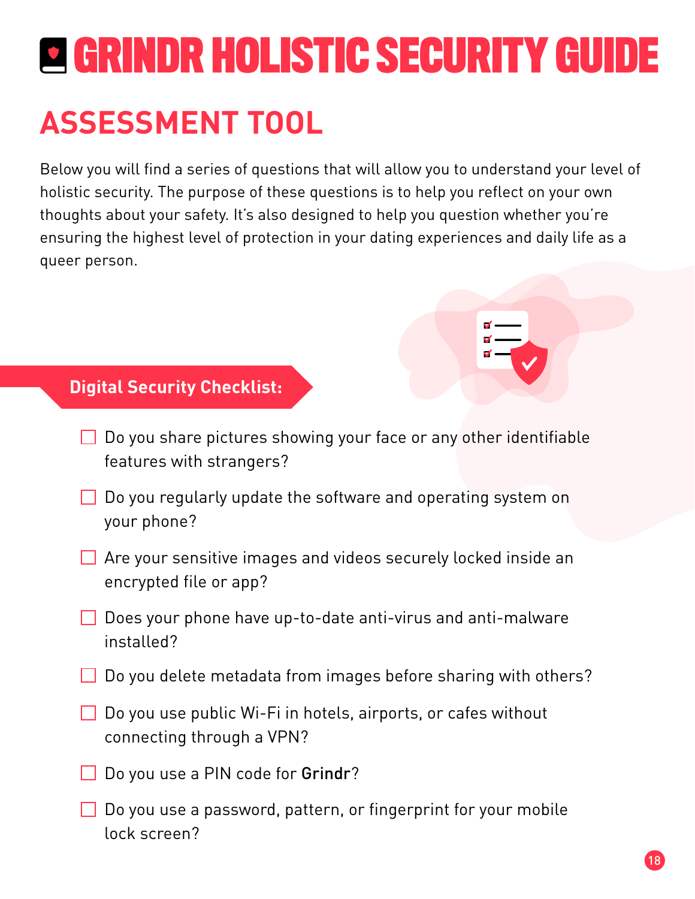# GRINDR HOLISTIC SECURITY GUIDE

## ASSESSMENT TOOL

Below you will find a series of questions that will allow you to understand your level of holistic security. The purpose of these questions is to help you reflect on your own thoughts about your safety. It's also designed to help you question whether you're ensuring the highest level of protection in your dating experiences and daily life as a queer person.

### Digital Security Checklist:

- [ ] Do you share pictures showing your face or any other identifiable features with strangers?
- [ ] Do you regularly update the software and operating system on your phone?
- [ ] Are your sensitive images and videos securely locked inside an encrypted file or app?
- [ ] Does your phone have up-to-date anti-virus and anti-malware installed?
- [ ] Do you delete metadata from images before sharing with others?
- [ ] Do you use public Wi-Fi in hotels, airports, or cafes without connecting through a VPN?
- [ ] Do you use a PIN code for **Grindr**?
- [ ] Do you use a password, pattern, or fingerprint for your mobile lock screen?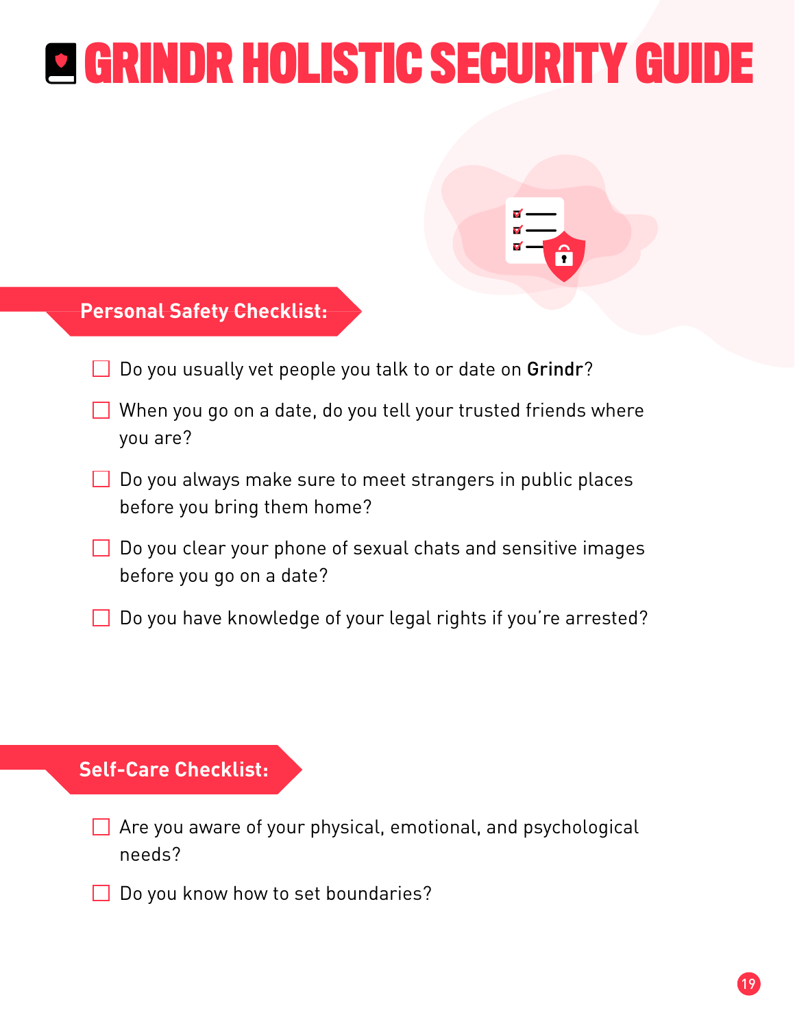# GRINDR HOLISTIC SECURITY GUIDE

## Personal Safety Checklist:

- [ ] Do you usually vet people you talk to or date on **Grindr**?
- [ ] When you go on a date, do you tell your trusted friends where you are?
- [ ] Do you always make sure to meet strangers in public places before you bring them home?
- [ ] Do you clear your phone of sexual chats and sensitive images before you go on a date?
- [ ] Do you have knowledge of your legal rights if you're arrested?

## Self-Care Checklist:

- [ ] Are you aware of your physical, emotional, and psychological needs?
- [ ] Do you know how to set boundaries?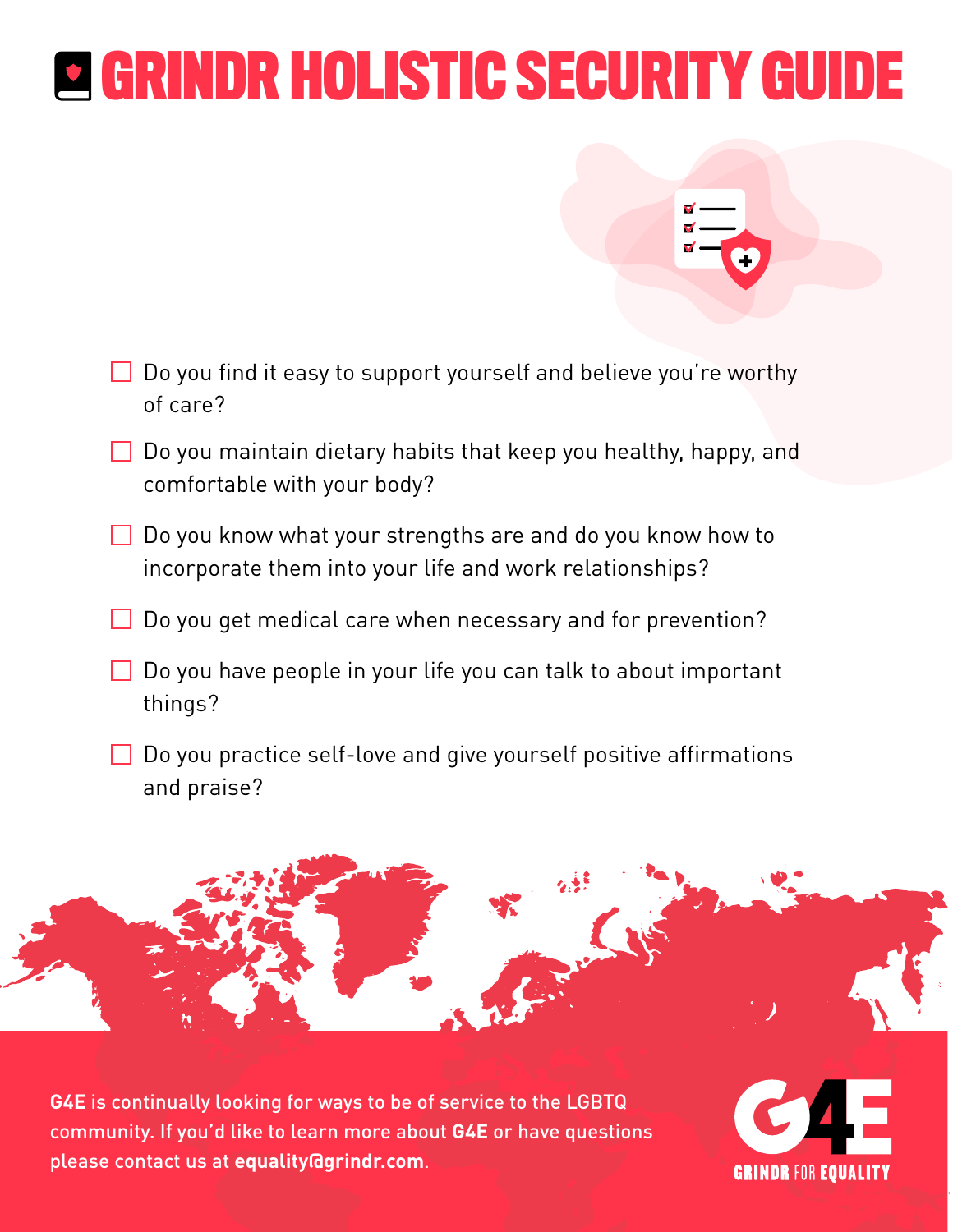# GRINDR HOLISTIC SECURITY GUIDE

- [ ] Do you find it easy to support yourself and believe you're worthy of care?
- [ ] Do you maintain dietary habits that keep you healthy, happy, and comfortable with your body?
- [ ] Do you know what your strengths are and do you know how to incorporate them into your life and work relationships?
- [ ] Do you get medical care when necessary and for prevention?
- [ ] Do you have people in your life you can talk to about important things?
- [ ] Do you practice self-love and give yourself positive affirmations and praise?

**G4E** is continually looking for ways to be of service to the LGBTQ community. If you'd like to learn more about **G4E** or have questions please contact us at **equality@grindr.com**.

G4E
GRINDR FOR EQUALITY